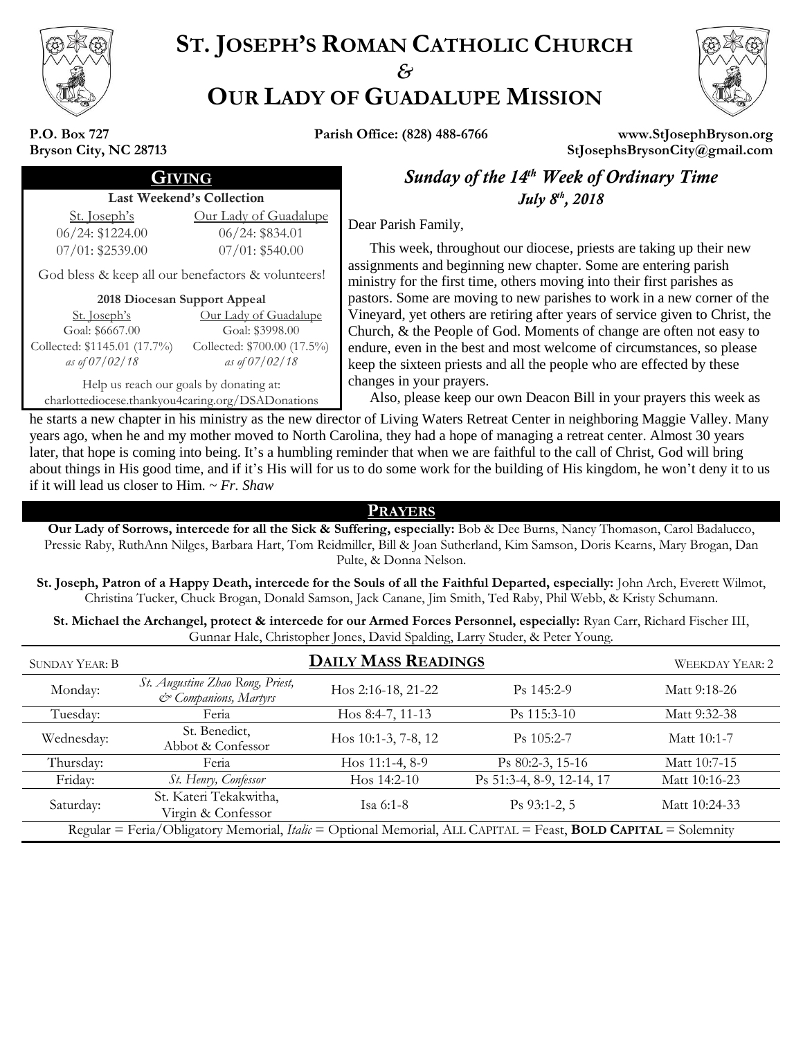# ST. JOSEPH'S ROMAN CATHOLIC CHURCH
*&*
# OUR LADY OF GUADALUPE MISSION

**P.O. Box 727**
**Bryson City, NC 28713**

**Parish Office: (828) 488-6766**

**www.StJosephBryson.org**
**StJosephsBrysonCity@gmail.com**

## GIVING

**Last Weekend's Collection**

| St. Joseph's | Our Lady of Guadalupe |
|---|---|
| 06/24: $1224.00 | 06/24: $834.01 |
| 07/01: $2539.00 | 07/01: $540.00 |

God bless & keep all our benefactors & volunteers!

**2018 Diocesan Support Appeal**

| St. Joseph's | Our Lady of Guadalupe |
|---|---|
| Goal: $6667.00 | Goal: $3998.00 |
| Collected: $1145.01 (17.7%) | Collected: $700.00 (17.5%) |
| *as of 07/02/18* | *as of 07/02/18* |

Help us reach our goals by donating at:
charlottediocese.thankyou4caring.org/DSADonations

## *Sunday of the 14th Week of Ordinary Time*
### *July 8th, 2018*

Dear Parish Family,

This week, throughout our diocese, priests are taking up their new assignments and beginning new chapter. Some are entering parish ministry for the first time, others moving into their first parishes as pastors. Some are moving to new parishes to work in a new corner of the Vineyard, yet others are retiring after years of service given to Christ, the Church, & the People of God. Moments of change are often not easy to endure, even in the best and most welcome of circumstances, so please keep the sixteen priests and all the people who are effected by these changes in your prayers.

Also, please keep our own Deacon Bill in your prayers this week as he starts a new chapter in his ministry as the new director of Living Waters Retreat Center in neighboring Maggie Valley. Many years ago, when he and my mother moved to North Carolina, they had a hope of managing a retreat center. Almost 30 years later, that hope is coming into being. It's a humbling reminder that when we are faithful to the call of Christ, God will bring about things in His good time, and if it's His will for us to do some work for the building of His kingdom, he won't deny it to us if it will lead us closer to Him. ~ *Fr. Shaw*

## PRAYERS

**Our Lady of Sorrows, intercede for all the Sick & Suffering, especially:** Bob & Dee Burns, Nancy Thomason, Carol Badalucco, Pressie Raby, RuthAnn Nilges, Barbara Hart, Tom Reidmiller, Bill & Joan Sutherland, Kim Samson, Doris Kearns, Mary Brogan, Dan Pulte, & Donna Nelson.

**St. Joseph, Patron of a Happy Death, intercede for the Souls of all the Faithful Departed, especially:** John Arch, Everett Wilmot, Christina Tucker, Chuck Brogan, Donald Samson, Jack Canane, Jim Smith, Ted Raby, Phil Webb, & Kristy Schumann.

**St. Michael the Archangel, protect & intercede for our Armed Forces Personnel, especially:** Ryan Carr, Richard Fischer III, Gunnar Hale, Christopher Jones, David Spalding, Larry Studer, & Peter Young.

## DAILY MASS READINGS

SUNDAY YEAR: B — WEEKDAY YEAR: 2

| Day | Celebration | First Reading | Psalm | Gospel |
|---|---|---|---|---|
| Monday: | *St. Augustine Zhao Rong, Priest, & Companions, Martyrs* | Hos 2:16-18, 21-22 | Ps 145:2-9 | Matt 9:18-26 |
| Tuesday: | Feria | Hos 8:4-7, 11-13 | Ps 115:3-10 | Matt 9:32-38 |
| Wednesday: | St. Benedict, Abbot & Confessor | Hos 10:1-3, 7-8, 12 | Ps 105:2-7 | Matt 10:1-7 |
| Thursday: | Feria | Hos 11:1-4, 8-9 | Ps 80:2-3, 15-16 | Matt 10:7-15 |
| Friday: | *St. Henry, Confessor* | Hos 14:2-10 | Ps 51:3-4, 8-9, 12-14, 17 | Matt 10:16-23 |
| Saturday: | St. Kateri Tekakwitha, Virgin & Confessor | Isa 6:1-8 | Ps 93:1-2, 5 | Matt 10:24-33 |

Regular = Feria/Obligatory Memorial, *Italic* = Optional Memorial, ALL CAPITAL = Feast, **BOLD CAPITAL** = Solemnity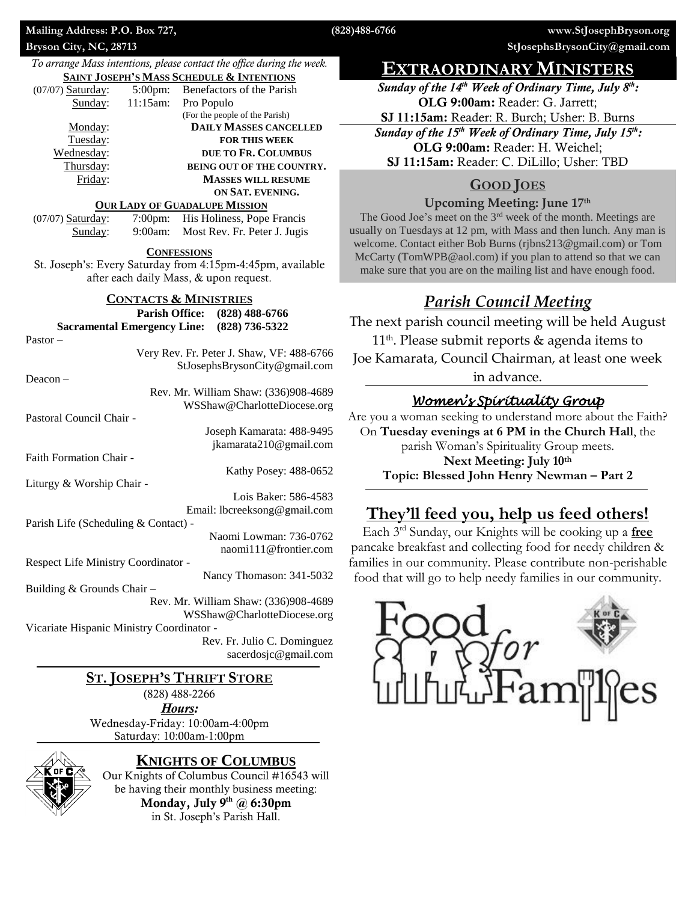Mailing Address: P.O. Box 727, (828)488-6766 www.StJosephBryson.org
Bryson City, NC, 28713 StJosephsBrysonCity@gmail.com

*To arrange Mass intentions, please contact the office during the week.*

**SAINT JOSEPH'S MASS SCHEDULE & INTENTIONS**

| | | |
|---|---|---|
| (07/07) Saturday: | 5:00pm: | Benefactors of the Parish |
| Sunday: | 11:15am: | Pro Populo (For the people of the Parish) |
| Monday: | | **DAILY MASSES CANCELLED** |
| Tuesday: | | **FOR THIS WEEK** |
| Wednesday: | | **DUE TO FR. COLUMBUS** |
| Thursday: | | **BEING OUT OF THE COUNTRY.** |
| Friday: | | **MASSES WILL RESUME ON SAT. EVENING.** |

**OUR LADY OF GUADALUPE MISSION**

| | | |
|---|---|---|
| (07/07) Saturday: | 7:00pm: | His Holiness, Pope Francis |
| Sunday: | 9:00am: | Most Rev. Fr. Peter J. Jugis |

**CONFESSIONS**

St. Joseph's: Every Saturday from 4:15pm-4:45pm, available after each daily Mass, & upon request.

**CONTACTS & MINISTRIES**

**Parish Office: (828) 488-6766**
**Sacramental Emergency Line: (828) 736-5322**

Pastor – Very Rev. Fr. Peter J. Shaw, VF: 488-6766, StJosephsBrysonCity@gmail.com

Deacon – Rev. Mr. William Shaw: (336)908-4689, WSShaw@CharlotteDiocese.org

Pastoral Council Chair - Joseph Kamarata: 488-9495, jkamarata210@gmail.com

Faith Formation Chair - Kathy Posey: 488-0652

Liturgy & Worship Chair - Lois Baker: 586-4583, Email: lbcreeksong@gmail.com

Parish Life (Scheduling & Contact) - Naomi Lowman: 736-0762, naomi111@frontier.com

Respect Life Ministry Coordinator - Nancy Thomason: 341-5032

Building & Grounds Chair – Rev. Mr. William Shaw: (336)908-4689, WSShaw@CharlotteDiocese.org

Vicariate Hispanic Ministry Coordinator - Rev. Fr. Julio C. Dominguez, sacerdosjc@gmail.com

**ST. JOSEPH'S THRIFT STORE**

(828) 488-2266

***Hours:***

Wednesday-Friday: 10:00am-4:00pm
Saturday: 10:00am-1:00pm

**KNIGHTS OF COLUMBUS**

Our Knights of Columbus Council #16543 will be having their monthly business meeting:
**Monday, July 9th @ 6:30pm**
in St. Joseph's Parish Hall.

## EXTRAORDINARY MINISTERS

***Sunday of the 14th Week of Ordinary Time, July 8th:***
**OLG 9:00am:** Reader: G. Jarrett;
**SJ 11:15am:** Reader: R. Burch; Usher: B. Burns

***Sunday of the 15th Week of Ordinary Time, July 15th:***
**OLG 9:00am:** Reader: H. Weichel;
**SJ 11:15am:** Reader: C. DiLillo; Usher: TBD

## GOOD JOES

**Upcoming Meeting: June 17th**

The Good Joe's meet on the 3rd week of the month. Meetings are usually on Tuesdays at 12 pm, with Mass and then lunch. Any man is welcome. Contact either Bob Burns (rjbns213@gmail.com) or Tom McCarty (TomWPB@aol.com) if you plan to attend so that we can make sure that you are on the mailing list and have enough food.

## *Parish Council Meeting*

The next parish council meeting will be held August 11th. Please submit reports & agenda items to Joe Kamarata, Council Chairman, at least one week in advance.

## *Women's Spirituality Group*

Are you a woman seeking to understand more about the Faith? On **Tuesday evenings at 6 PM in the Church Hall**, the parish Woman's Spirituality Group meets.
**Next Meeting: July 10th**
**Topic: Blessed John Henry Newman – Part 2**

## They'll feed you, help us feed others!

Each 3rd Sunday, our Knights will be cooking up a **free** pancake breakfast and collecting food for needy children & families in our community. Please contribute non-perishable food that will go to help needy families in our community.

Food for Families